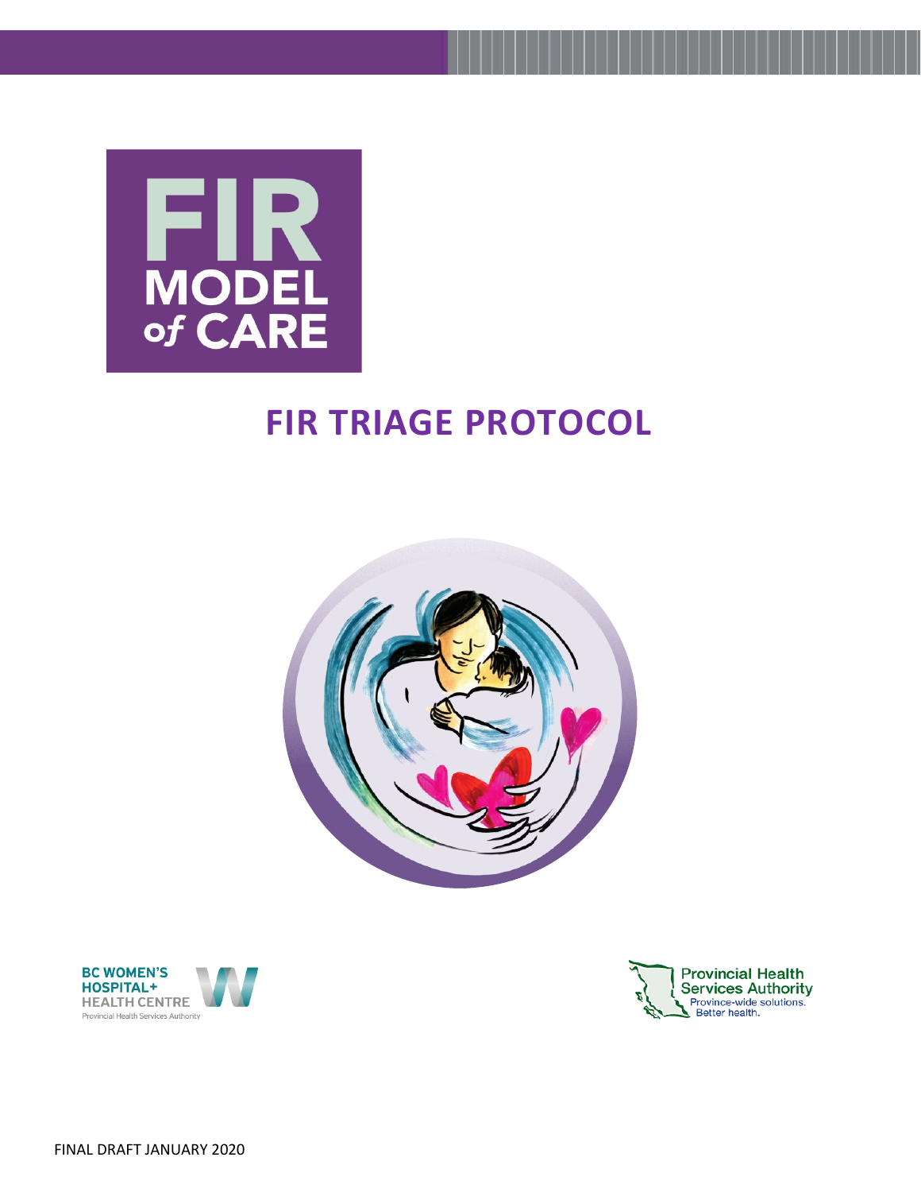# FIR MODEL of CARE

# FIR TRIAGE PROTOCOL

BC WOMEN'S HOSPITAL+ HEALTH CENTRE
Provincial Health Services Authority

Provincial Health Services Authority
Province-wide solutions. Better health.

FINAL DRAFT JANUARY 2020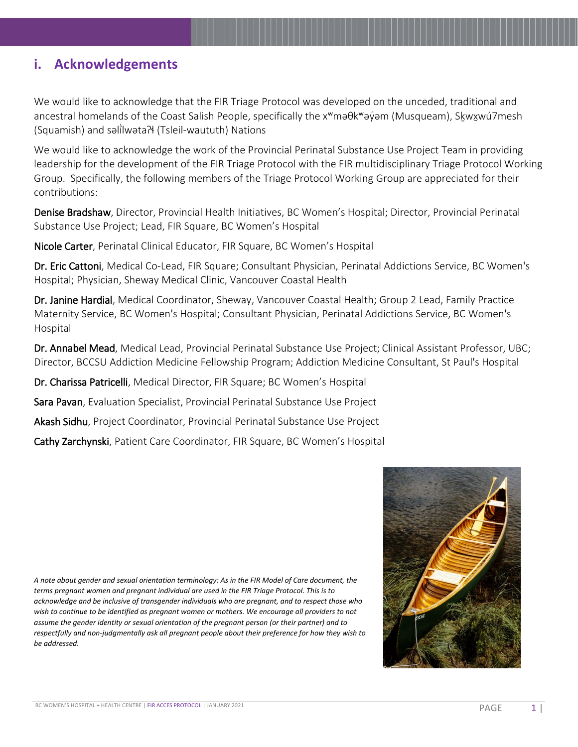## i. Acknowledgements

We would like to acknowledge that the FIR Triage Protocol was developed on the unceded, traditional and ancestral homelands of the Coast Salish People, specifically the xʷməθkʷəy̓əm (Musqueam), Sḵwx̱wú7mesh (Squamish) and səl̓ílwətaʔɬ (Tsleil-waututh) Nations

We would like to acknowledge the work of the Provincial Perinatal Substance Use Project Team in providing leadership for the development of the FIR Triage Protocol with the FIR multidisciplinary Triage Protocol Working Group. Specifically, the following members of the Triage Protocol Working Group are appreciated for their contributions:

Denise Bradshaw, Director, Provincial Health Initiatives, BC Women's Hospital; Director, Provincial Perinatal Substance Use Project; Lead, FIR Square, BC Women's Hospital

Nicole Carter, Perinatal Clinical Educator, FIR Square, BC Women's Hospital

Dr. Eric Cattoni, Medical Co-Lead, FIR Square; Consultant Physician, Perinatal Addictions Service, BC Women's Hospital; Physician, Sheway Medical Clinic, Vancouver Coastal Health

Dr. Janine Hardial, Medical Coordinator, Sheway, Vancouver Coastal Health; Group 2 Lead, Family Practice Maternity Service, BC Women's Hospital; Consultant Physician, Perinatal Addictions Service, BC Women's Hospital

Dr. Annabel Mead, Medical Lead, Provincial Perinatal Substance Use Project; Clinical Assistant Professor, UBC; Director, BCCSU Addiction Medicine Fellowship Program; Addiction Medicine Consultant, St Paul's Hospital

Dr. Charissa Patricelli, Medical Director, FIR Square; BC Women's Hospital

Sara Pavan, Evaluation Specialist, Provincial Perinatal Substance Use Project

Akash Sidhu, Project Coordinator, Provincial Perinatal Substance Use Project

Cathy Zarchynski, Patient Care Coordinator, FIR Square, BC Women's Hospital

*A note about gender and sexual orientation terminology: As in the FIR Model of Care document, the terms pregnant women and pregnant individual are used in the FIR Triage Protocol. This is to acknowledge and be inclusive of transgender individuals who are pregnant, and to respect those who wish to continue to be identified as pregnant women or mothers. We encourage all providers to not assume the gender identity or sexual orientation of the pregnant person (or their partner) and to respectfully and non-judgmentally ask all pregnant people about their preference for how they wish to be addressed.*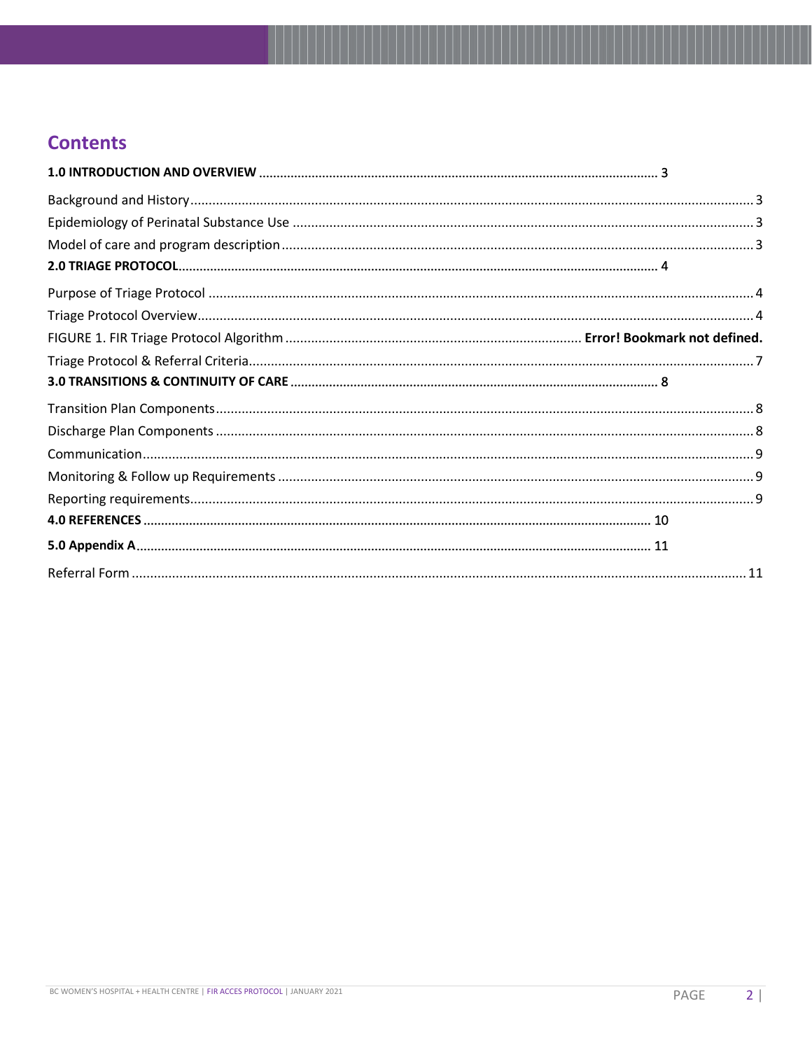## Contents

**1.0 INTRODUCTION AND OVERVIEW** ..... 3

Background and History ..... 3

Epidemiology of Perinatal Substance Use ..... 3

Model of care and program description ..... 3

**2.0 TRIAGE PROTOCOL** ..... 4

Purpose of Triage Protocol ..... 4

Triage Protocol Overview ..... 4

FIGURE 1. FIR Triage Protocol Algorithm ..... **Error! Bookmark not defined.**

Triage Protocol & Referral Criteria ..... 7

**3.0 TRANSITIONS & CONTINUITY OF CARE** ..... 8

Transition Plan Components ..... 8

Discharge Plan Components ..... 8

Communication ..... 9

Monitoring & Follow up Requirements ..... 9

Reporting requirements ..... 9

**4.0 REFERENCES** ..... 10

**5.0 Appendix A** ..... 11

Referral Form ..... 11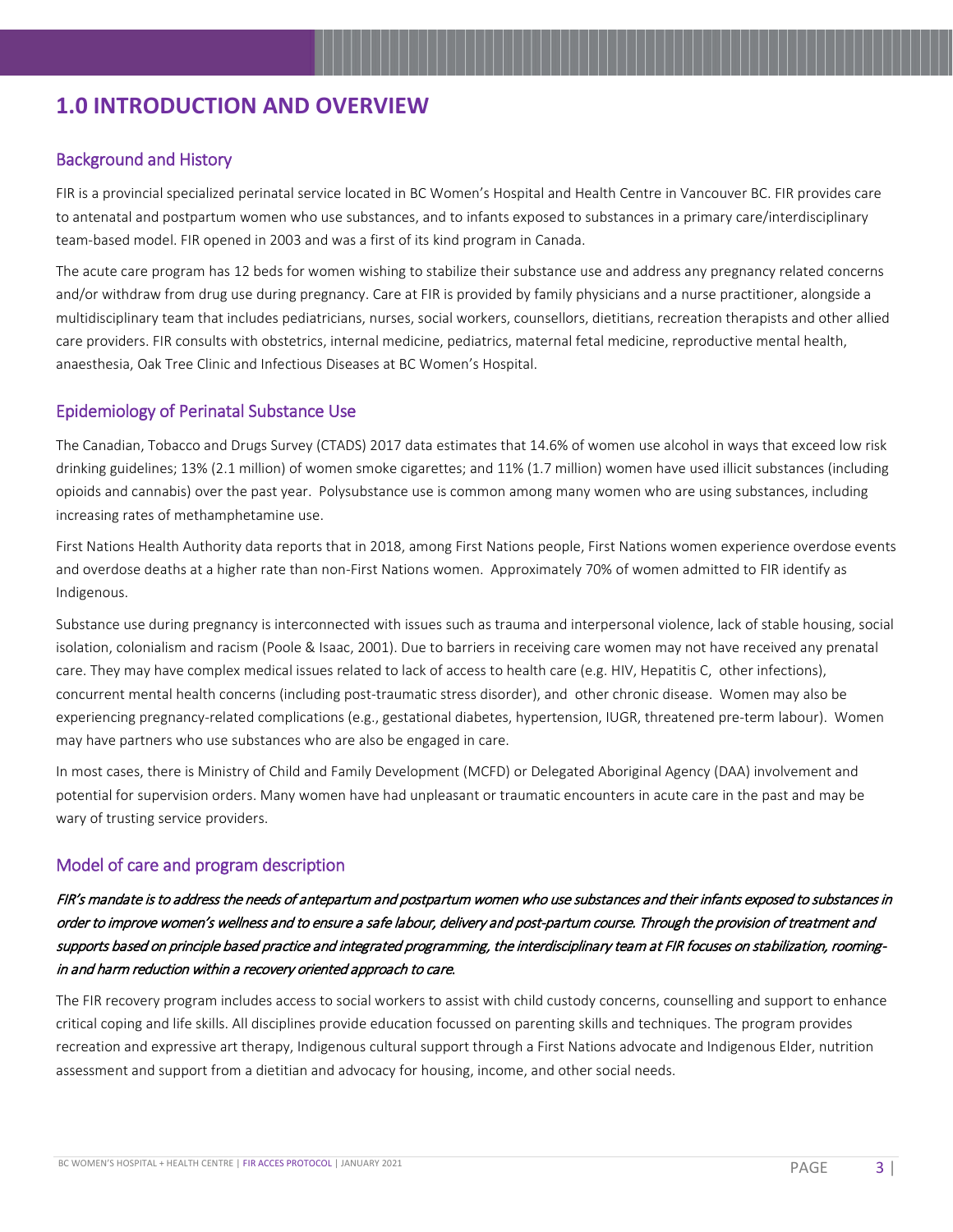# 1.0 INTRODUCTION AND OVERVIEW

## Background and History

FIR is a provincial specialized perinatal service located in BC Women's Hospital and Health Centre in Vancouver BC. FIR provides care to antenatal and postpartum women who use substances, and to infants exposed to substances in a primary care/interdisciplinary team-based model. FIR opened in 2003 and was a first of its kind program in Canada.

The acute care program has 12 beds for women wishing to stabilize their substance use and address any pregnancy related concerns and/or withdraw from drug use during pregnancy. Care at FIR is provided by family physicians and a nurse practitioner, alongside a multidisciplinary team that includes pediatricians, nurses, social workers, counsellors, dietitians, recreation therapists and other allied care providers. FIR consults with obstetrics, internal medicine, pediatrics, maternal fetal medicine, reproductive mental health, anaesthesia, Oak Tree Clinic and Infectious Diseases at BC Women's Hospital.

## Epidemiology of Perinatal Substance Use

The Canadian, Tobacco and Drugs Survey (CTADS) 2017 data estimates that 14.6% of women use alcohol in ways that exceed low risk drinking guidelines; 13% (2.1 million) of women smoke cigarettes; and 11% (1.7 million) women have used illicit substances (including opioids and cannabis) over the past year. Polysubstance use is common among many women who are using substances, including increasing rates of methamphetamine use.

First Nations Health Authority data reports that in 2018, among First Nations people, First Nations women experience overdose events and overdose deaths at a higher rate than non-First Nations women. Approximately 70% of women admitted to FIR identify as Indigenous.

Substance use during pregnancy is interconnected with issues such as trauma and interpersonal violence, lack of stable housing, social isolation, colonialism and racism (Poole & Isaac, 2001). Due to barriers in receiving care women may not have received any prenatal care. They may have complex medical issues related to lack of access to health care (e.g. HIV, Hepatitis C, other infections), concurrent mental health concerns (including post-traumatic stress disorder), and other chronic disease. Women may also be experiencing pregnancy-related complications (e.g., gestational diabetes, hypertension, IUGR, threatened pre-term labour). Women may have partners who use substances who are also be engaged in care.

In most cases, there is Ministry of Child and Family Development (MCFD) or Delegated Aboriginal Agency (DAA) involvement and potential for supervision orders. Many women have had unpleasant or traumatic encounters in acute care in the past and may be wary of trusting service providers.

## Model of care and program description

*FIR's mandate is to address the needs of antepartum and postpartum women who use substances and their infants exposed to substances in order to improve women's wellness and to ensure a safe labour, delivery and post-partum course. Through the provision of treatment and supports based on principle based practice and integrated programming, the interdisciplinary team at FIR focuses on stabilization, rooming-in and harm reduction within a recovery oriented approach to care.*

The FIR recovery program includes access to social workers to assist with child custody concerns, counselling and support to enhance critical coping and life skills. All disciplines provide education focussed on parenting skills and techniques. The program provides recreation and expressive art therapy, Indigenous cultural support through a First Nations advocate and Indigenous Elder, nutrition assessment and support from a dietitian and advocacy for housing, income, and other social needs.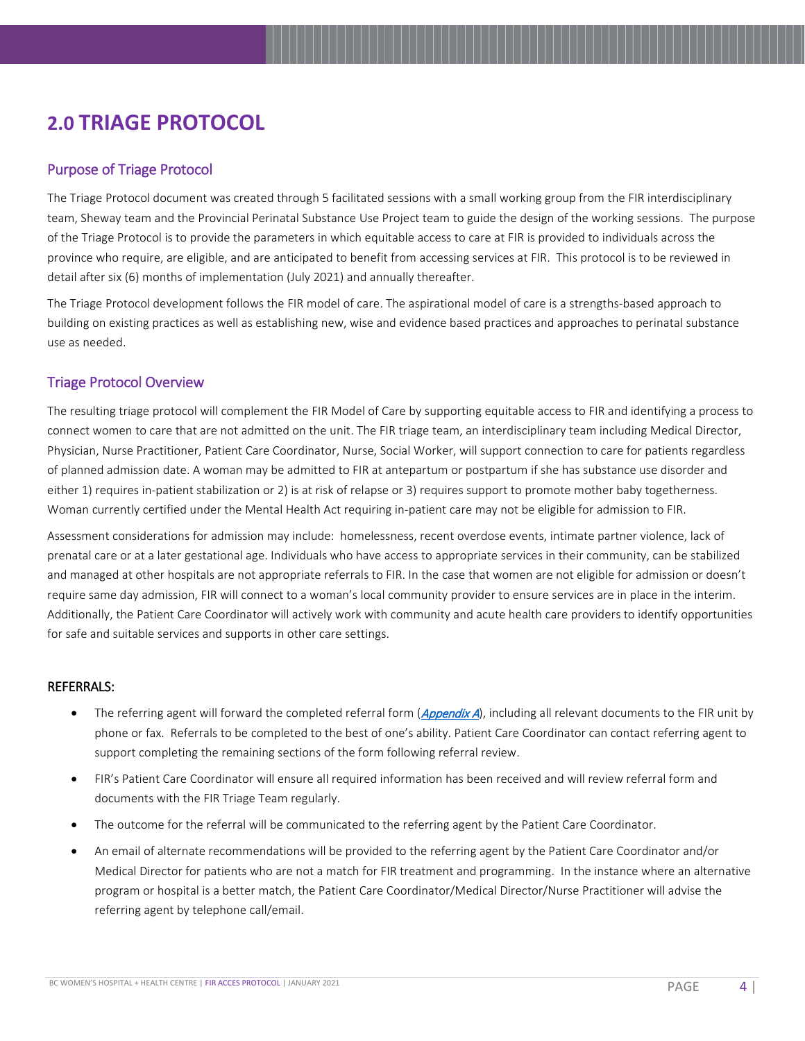# 2.0 TRIAGE PROTOCOL

## Purpose of Triage Protocol

The Triage Protocol document was created through 5 facilitated sessions with a small working group from the FIR interdisciplinary team, Sheway team and the Provincial Perinatal Substance Use Project team to guide the design of the working sessions. The purpose of the Triage Protocol is to provide the parameters in which equitable access to care at FIR is provided to individuals across the province who require, are eligible, and are anticipated to benefit from accessing services at FIR. This protocol is to be reviewed in detail after six (6) months of implementation (July 2021) and annually thereafter.

The Triage Protocol development follows the FIR model of care. The aspirational model of care is a strengths-based approach to building on existing practices as well as establishing new, wise and evidence based practices and approaches to perinatal substance use as needed.

## Triage Protocol Overview

The resulting triage protocol will complement the FIR Model of Care by supporting equitable access to FIR and identifying a process to connect women to care that are not admitted on the unit. The FIR triage team, an interdisciplinary team including Medical Director, Physician, Nurse Practitioner, Patient Care Coordinator, Nurse, Social Worker, will support connection to care for patients regardless of planned admission date. A woman may be admitted to FIR at antepartum or postpartum if she has substance use disorder and either 1) requires in-patient stabilization or 2) is at risk of relapse or 3) requires support to promote mother baby togetherness. Woman currently certified under the Mental Health Act requiring in-patient care may not be eligible for admission to FIR.

Assessment considerations for admission may include: homelessness, recent overdose events, intimate partner violence, lack of prenatal care or at a later gestational age. Individuals who have access to appropriate services in their community, can be stabilized and managed at other hospitals are not appropriate referrals to FIR. In the case that women are not eligible for admission or doesn't require same day admission, FIR will connect to a woman's local community provider to ensure services are in place in the interim. Additionally, the Patient Care Coordinator will actively work with community and acute health care providers to identify opportunities for safe and suitable services and supports in other care settings.

### REFERRALS:

- The referring agent will forward the completed referral form (*Appendix A*), including all relevant documents to the FIR unit by phone or fax. Referrals to be completed to the best of one's ability. Patient Care Coordinator can contact referring agent to support completing the remaining sections of the form following referral review.
- FIR's Patient Care Coordinator will ensure all required information has been received and will review referral form and documents with the FIR Triage Team regularly.
- The outcome for the referral will be communicated to the referring agent by the Patient Care Coordinator.
- An email of alternate recommendations will be provided to the referring agent by the Patient Care Coordinator and/or Medical Director for patients who are not a match for FIR treatment and programming. In the instance where an alternative program or hospital is a better match, the Patient Care Coordinator/Medical Director/Nurse Practitioner will advise the referring agent by telephone call/email.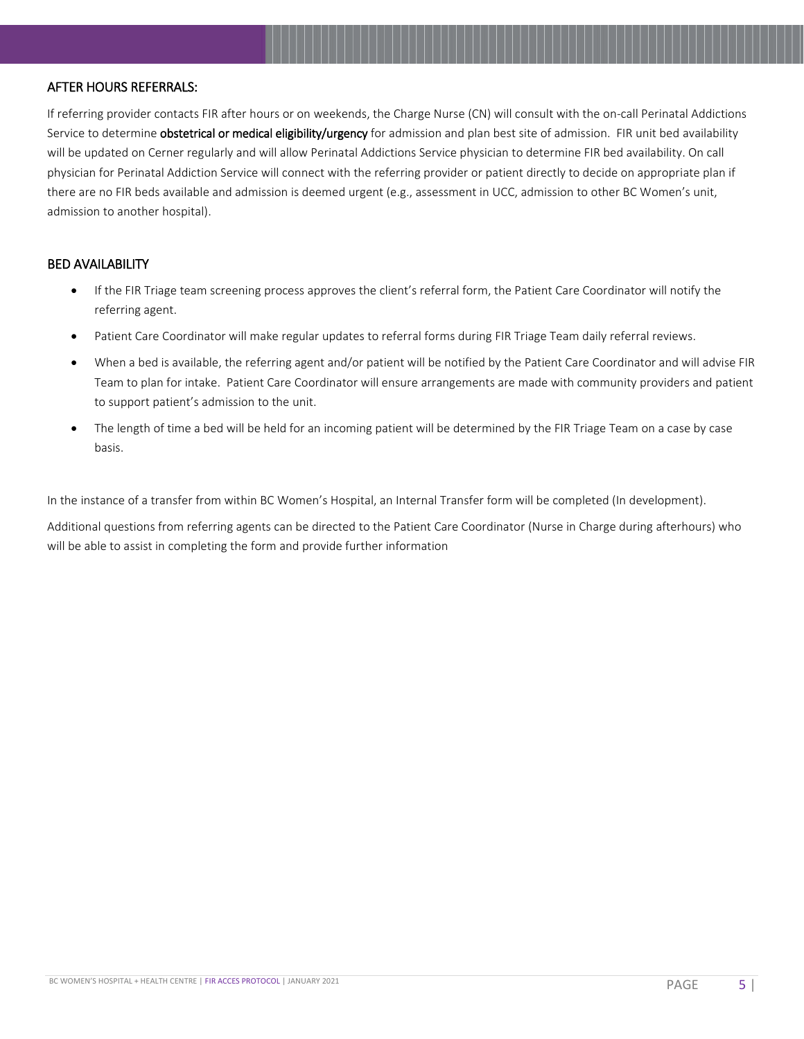## AFTER HOURS REFERRALS:

If referring provider contacts FIR after hours or on weekends, the Charge Nurse (CN) will consult with the on-call Perinatal Addictions Service to determine **obstetrical or medical eligibility/urgency** for admission and plan best site of admission. FIR unit bed availability will be updated on Cerner regularly and will allow Perinatal Addictions Service physician to determine FIR bed availability. On call physician for Perinatal Addiction Service will connect with the referring provider or patient directly to decide on appropriate plan if there are no FIR beds available and admission is deemed urgent (e.g., assessment in UCC, admission to other BC Women's unit, admission to another hospital).

## BED AVAILABILITY

- If the FIR Triage team screening process approves the client's referral form, the Patient Care Coordinator will notify the referring agent.
- Patient Care Coordinator will make regular updates to referral forms during FIR Triage Team daily referral reviews.
- When a bed is available, the referring agent and/or patient will be notified by the Patient Care Coordinator and will advise FIR Team to plan for intake. Patient Care Coordinator will ensure arrangements are made with community providers and patient to support patient's admission to the unit.
- The length of time a bed will be held for an incoming patient will be determined by the FIR Triage Team on a case by case basis.

In the instance of a transfer from within BC Women's Hospital, an Internal Transfer form will be completed (In development).

Additional questions from referring agents can be directed to the Patient Care Coordinator (Nurse in Charge during afterhours) who will be able to assist in completing the form and provide further information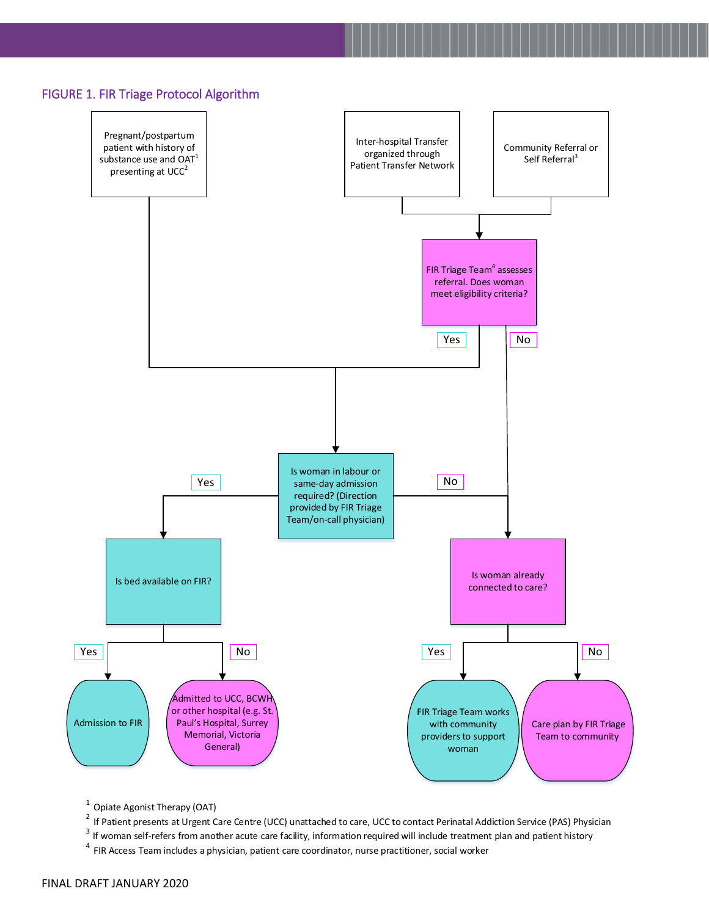## FIGURE 1. FIR Triage Protocol Algorithm

Pregnant/postpartum patient with history of substance use and OAT[1] presenting at UCC[2]

Inter-hospital Transfer organized through Patient Transfer Network

Community Referral or Self Referral[3]

FIR Triage Team[4] assesses referral. Does woman meet eligibility criteria?

- Yes
- No

Is woman in labour or same-day admission required? (Direction provided by FIR Triage Team/on-call physician)

- Yes → Is bed available on FIR?
  - Yes → Admission to FIR
  - No → Admitted to UCC, BCWH or other hospital (e.g. St. Paul's Hospital, Surrey Memorial, Victoria General)
- No → Is woman already connected to care?
  - Yes → FIR Triage Team works with community providers to support woman
  - No → Care plan by FIR Triage Team to community

[1] Opiate Agonist Therapy (OAT)

[2] If Patient presents at Urgent Care Centre (UCC) unattached to care, UCC to contact Perinatal Addiction Service (PAS) Physician

[3] If woman self-refers from another acute care facility, information required will include treatment plan and patient history

[4] FIR Access Team includes a physician, patient care coordinator, nurse practitioner, social worker

FINAL DRAFT JANUARY 2020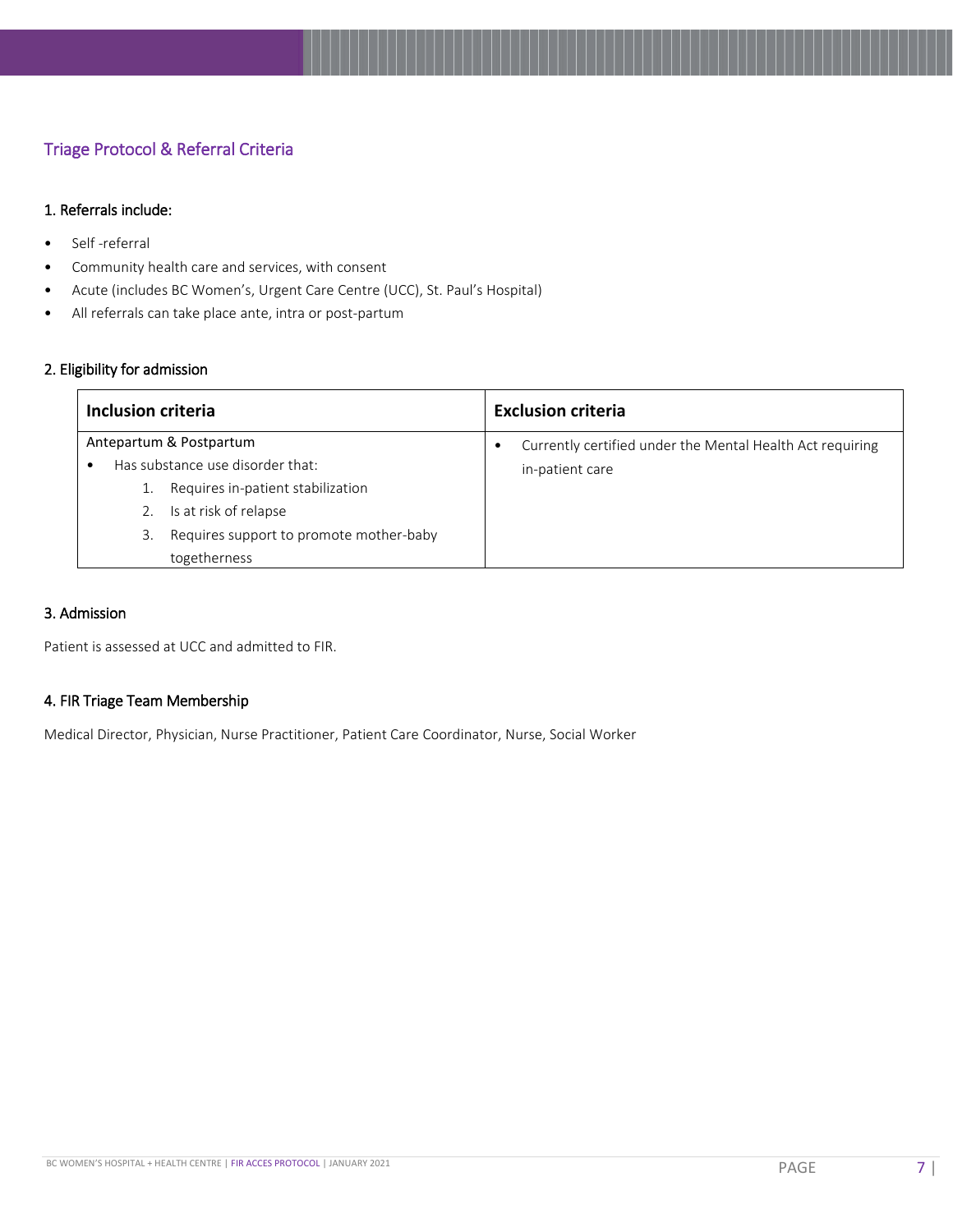## Triage Protocol & Referral Criteria

### 1. Referrals include:

- Self -referral
- Community health care and services, with consent
- Acute (includes BC Women's, Urgent Care Centre (UCC), St. Paul's Hospital)
- All referrals can take place ante, intra or post-partum

### 2. Eligibility for admission

| Inclusion criteria | Exclusion criteria |
|---|---|
| Antepartum & Postpartum<br>• Has substance use disorder that:<br>1. Requires in-patient stabilization<br>2. Is at risk of relapse<br>3. Requires support to promote mother-baby togetherness | • Currently certified under the Mental Health Act requiring in-patient care |

### 3. Admission

Patient is assessed at UCC and admitted to FIR.

### 4. FIR Triage Team Membership

Medical Director, Physician, Nurse Practitioner, Patient Care Coordinator, Nurse, Social Worker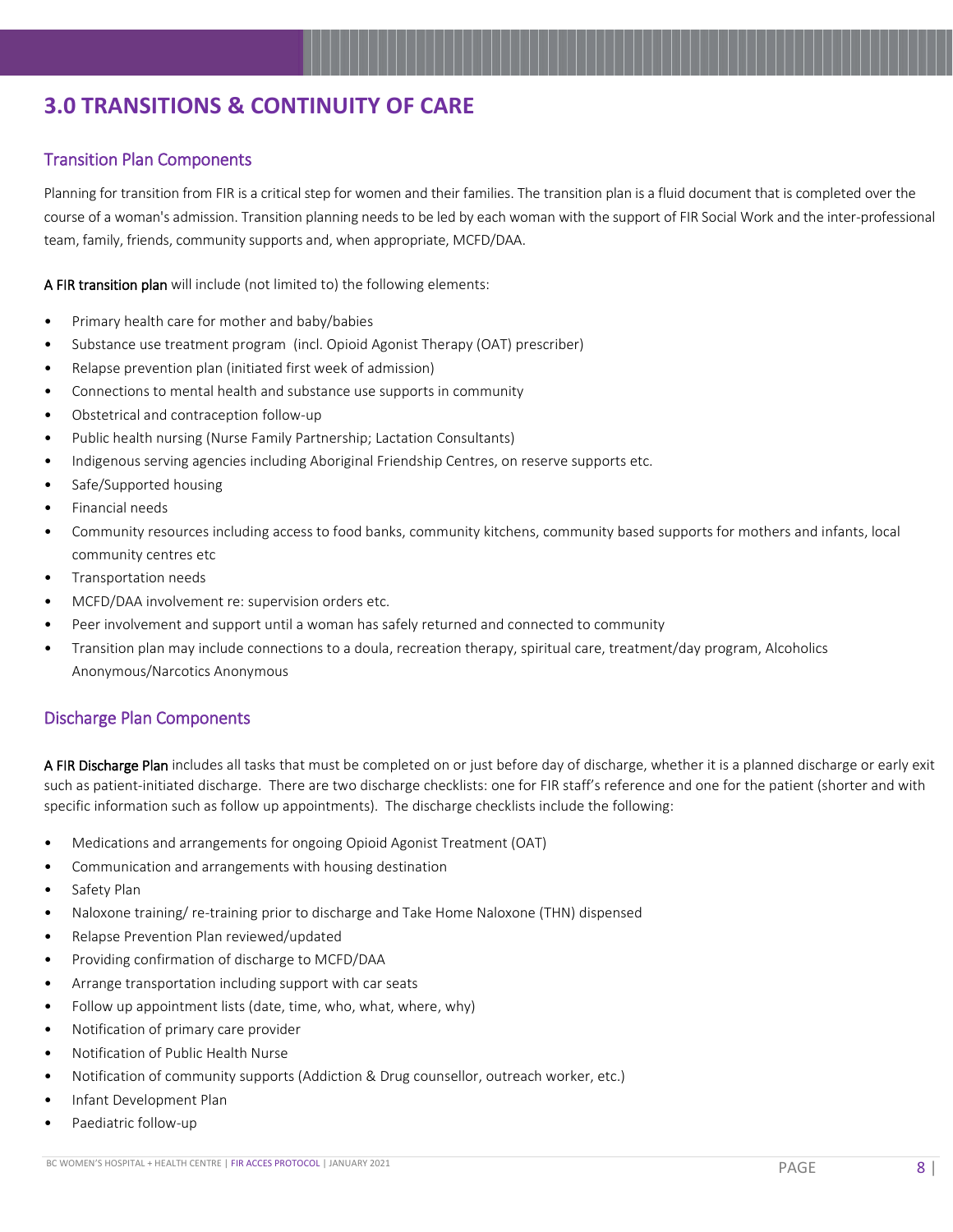# 3.0 TRANSITIONS & CONTINUITY OF CARE

## Transition Plan Components

Planning for transition from FIR is a critical step for women and their families. The transition plan is a fluid document that is completed over the course of a woman's admission. Transition planning needs to be led by each woman with the support of FIR Social Work and the inter-professional team, family, friends, community supports and, when appropriate, MCFD/DAA.

**A FIR transition plan** will include (not limited to) the following elements:

- Primary health care for mother and baby/babies
- Substance use treatment program (incl. Opioid Agonist Therapy (OAT) prescriber)
- Relapse prevention plan (initiated first week of admission)
- Connections to mental health and substance use supports in community
- Obstetrical and contraception follow-up
- Public health nursing (Nurse Family Partnership; Lactation Consultants)
- Indigenous serving agencies including Aboriginal Friendship Centres, on reserve supports etc.
- Safe/Supported housing
- Financial needs
- Community resources including access to food banks, community kitchens, community based supports for mothers and infants, local community centres etc
- Transportation needs
- MCFD/DAA involvement re: supervision orders etc.
- Peer involvement and support until a woman has safely returned and connected to community
- Transition plan may include connections to a doula, recreation therapy, spiritual care, treatment/day program, Alcoholics Anonymous/Narcotics Anonymous

## Discharge Plan Components

**A FIR Discharge Plan** includes all tasks that must be completed on or just before day of discharge, whether it is a planned discharge or early exit such as patient-initiated discharge. There are two discharge checklists: one for FIR staff's reference and one for the patient (shorter and with specific information such as follow up appointments). The discharge checklists include the following:

- Medications and arrangements for ongoing Opioid Agonist Treatment (OAT)
- Communication and arrangements with housing destination
- Safety Plan
- Naloxone training/ re-training prior to discharge and Take Home Naloxone (THN) dispensed
- Relapse Prevention Plan reviewed/updated
- Providing confirmation of discharge to MCFD/DAA
- Arrange transportation including support with car seats
- Follow up appointment lists (date, time, who, what, where, why)
- Notification of primary care provider
- Notification of Public Health Nurse
- Notification of community supports (Addiction & Drug counsellor, outreach worker, etc.)
- Infant Development Plan
- Paediatric follow-up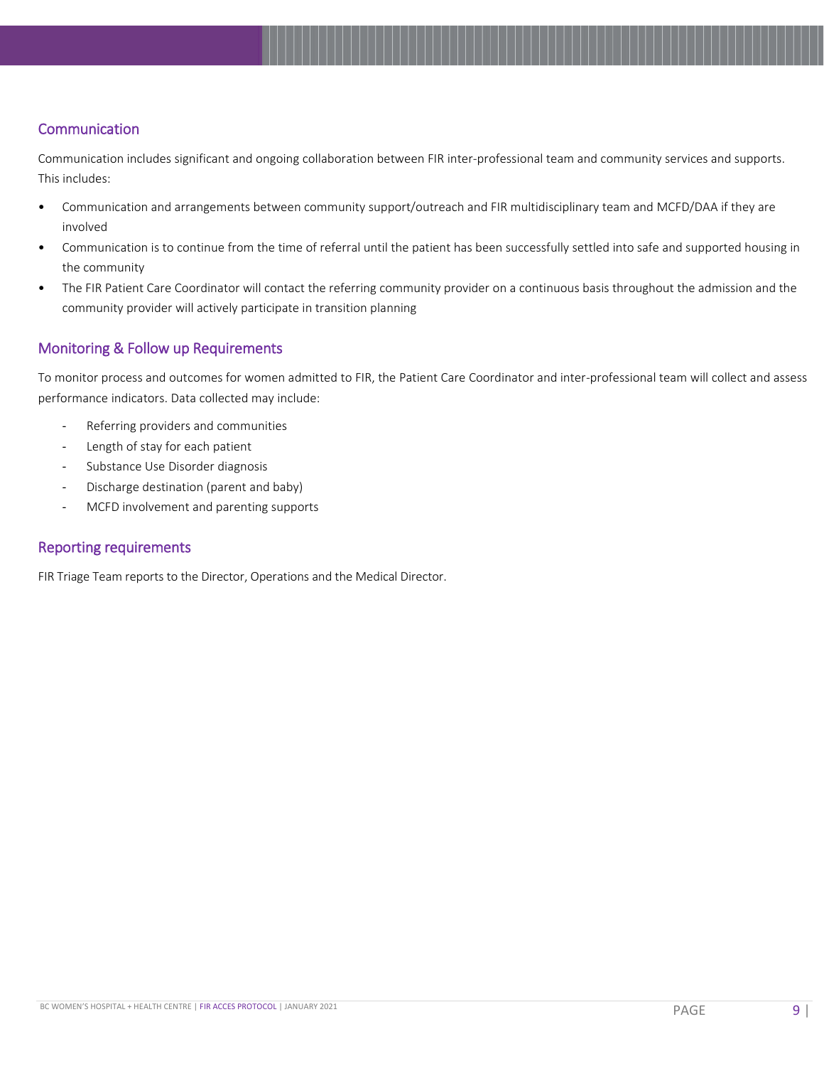## Communication

Communication includes significant and ongoing collaboration between FIR inter-professional team and community services and supports. This includes:

- Communication and arrangements between community support/outreach and FIR multidisciplinary team and MCFD/DAA if they are involved
- Communication is to continue from the time of referral until the patient has been successfully settled into safe and supported housing in the community
- The FIR Patient Care Coordinator will contact the referring community provider on a continuous basis throughout the admission and the community provider will actively participate in transition planning

## Monitoring & Follow up Requirements

To monitor process and outcomes for women admitted to FIR, the Patient Care Coordinator and inter-professional team will collect and assess performance indicators. Data collected may include:

- Referring providers and communities
- Length of stay for each patient
- Substance Use Disorder diagnosis
- Discharge destination (parent and baby)
- MCFD involvement and parenting supports

## Reporting requirements

FIR Triage Team reports to the Director, Operations and the Medical Director.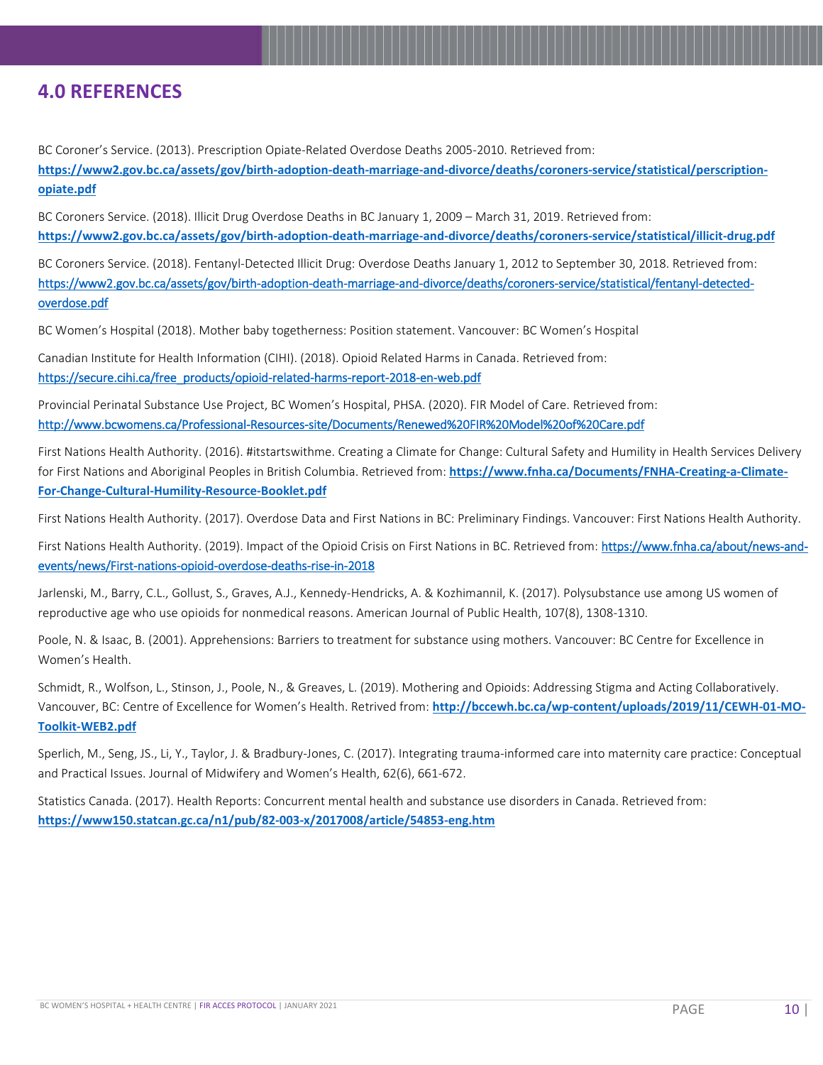## 4.0 REFERENCES

BC Coroner's Service. (2013). Prescription Opiate-Related Overdose Deaths 2005-2010. Retrieved from: **https://www2.gov.bc.ca/assets/gov/birth-adoption-death-marriage-and-divorce/deaths/coroners-service/statistical/perscription-opiate.pdf**

BC Coroners Service. (2018). Illicit Drug Overdose Deaths in BC January 1, 2009 – March 31, 2019. Retrieved from: **https://www2.gov.bc.ca/assets/gov/birth-adoption-death-marriage-and-divorce/deaths/coroners-service/statistical/illicit-drug.pdf**

BC Coroners Service. (2018). Fentanyl-Detected Illicit Drug: Overdose Deaths January 1, 2012 to September 30, 2018. Retrieved from: https://www2.gov.bc.ca/assets/gov/birth-adoption-death-marriage-and-divorce/deaths/coroners-service/statistical/fentanyl-detected-overdose.pdf

BC Women's Hospital (2018). Mother baby togetherness: Position statement. Vancouver: BC Women's Hospital

Canadian Institute for Health Information (CIHI). (2018). Opioid Related Harms in Canada. Retrieved from: https://secure.cihi.ca/free_products/opioid-related-harms-report-2018-en-web.pdf

Provincial Perinatal Substance Use Project, BC Women's Hospital, PHSA. (2020). FIR Model of Care. Retrieved from: http://www.bcwomens.ca/Professional-Resources-site/Documents/Renewed%20FIR%20Model%20of%20Care.pdf

First Nations Health Authority. (2016). #itstartswithme. Creating a Climate for Change: Cultural Safety and Humility in Health Services Delivery for First Nations and Aboriginal Peoples in British Columbia. Retrieved from: **https://www.fnha.ca/Documents/FNHA-Creating-a-Climate-For-Change-Cultural-Humility-Resource-Booklet.pdf**

First Nations Health Authority. (2017). Overdose Data and First Nations in BC: Preliminary Findings. Vancouver: First Nations Health Authority.

First Nations Health Authority. (2019). Impact of the Opioid Crisis on First Nations in BC. Retrieved from: https://www.fnha.ca/about/news-and-events/news/First-nations-opioid-overdose-deaths-rise-in-2018

Jarlenski, M., Barry, C.L., Gollust, S., Graves, A.J., Kennedy-Hendricks, A. & Kozhimannil, K. (2017). Polysubstance use among US women of reproductive age who use opioids for nonmedical reasons. American Journal of Public Health, 107(8), 1308-1310.

Poole, N. & Isaac, B. (2001). Apprehensions: Barriers to treatment for substance using mothers. Vancouver: BC Centre for Excellence in Women's Health.

Schmidt, R., Wolfson, L., Stinson, J., Poole, N., & Greaves, L. (2019). Mothering and Opioids: Addressing Stigma and Acting Collaboratively. Vancouver, BC: Centre of Excellence for Women's Health. Retrived from: **http://bccewh.bc.ca/wp-content/uploads/2019/11/CEWH-01-MO-Toolkit-WEB2.pdf**

Sperlich, M., Seng, JS., Li, Y., Taylor, J. & Bradbury-Jones, C. (2017). Integrating trauma-informed care into maternity care practice: Conceptual and Practical Issues. Journal of Midwifery and Women's Health, 62(6), 661-672.

Statistics Canada. (2017). Health Reports: Concurrent mental health and substance use disorders in Canada. Retrieved from: **https://www150.statcan.gc.ca/n1/pub/82-003-x/2017008/article/54853-eng.htm**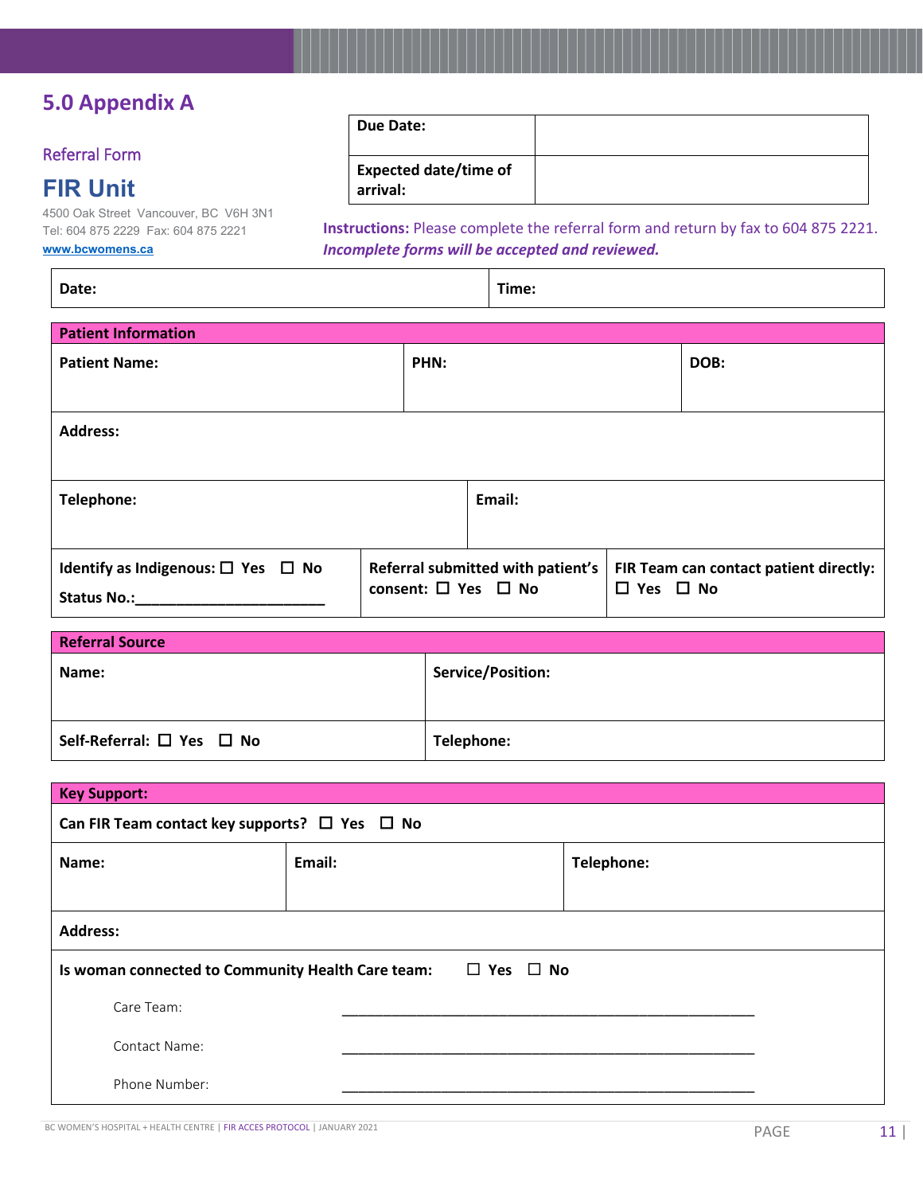## 5.0 Appendix A

### Referral Form

## FIR Unit

4500 Oak Street Vancouver, BC V6H 3N1
Tel: 604 875 2229 Fax: 604 875 2221
www.bcwomens.ca

| **Due Date:** | |
|---|---|
| **Expected date/time of arrival:** | |

**Instructions:** Please complete the referral form and return by fax to 604 875 2221. ***Incomplete forms will be accepted and reviewed.***

| **Date:** | **Time:** |
|---|---|

| **Patient Information** | | |
|---|---|---|
| **Patient Name:** | **PHN:** | **DOB:** |
| **Address:** | | |
| **Telephone:** | **Email:** | |
| **Identify as Indigenous:** ☐ Yes ☐ No<br>**Status No.:**________________________ | **Referral submitted with patient's consent:** ☐ Yes ☐ No | **FIR Team can contact patient directly:** ☐ Yes ☐ No |

| **Referral Source** | |
|---|---|
| **Name:** | **Service/Position:** |
| **Self-Referral:** ☐ Yes ☐ No | **Telephone:** |

| **Key Support:** | | |
|---|---|---|
| **Can FIR Team contact key supports?** ☐ Yes ☐ No | | |
| **Name:** | **Email:** | **Telephone:** |
| **Address:** | | |
| **Is woman connected to Community Health Care team:** ☐ Yes ☐ No | | |
| Care Team: ________________________________________ | | |
| Contact Name: ________________________________________ | | |
| Phone Number: ________________________________________ | | |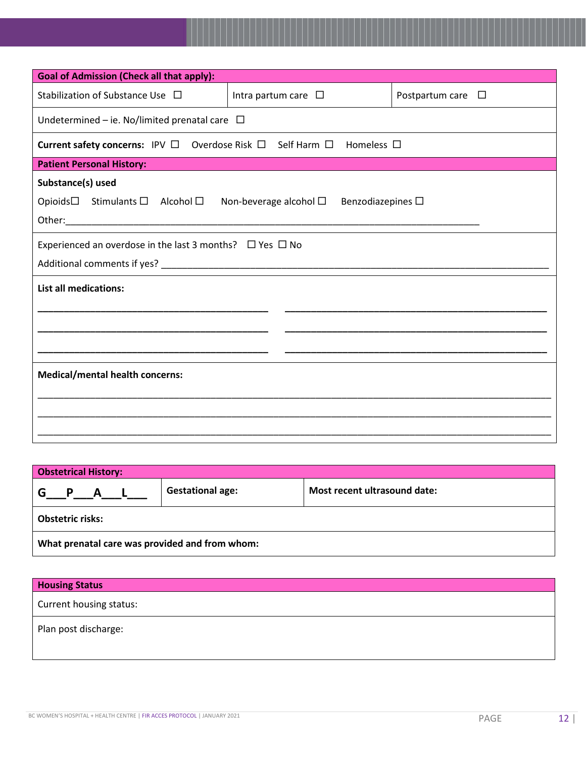| **Goal of Admission (Check all that apply):** | | |
|---|---|---|
| Stabilization of Substance Use ☐ | Intra partum care ☐ | Postpartum care ☐ |
| Undetermined – ie. No/limited prenatal care ☐ | | |
| **Current safety concerns:** IPV ☐ Overdose Risk ☐ Self Harm ☐ Homeless ☐ | | |

| **Patient Personal History:** |
|---|
| **Substance(s) used**<br>Opioids☐ Stimulants ☐ Alcohol ☐ Non-beverage alcohol ☐ Benzodiazepines ☐<br>Other:________________________________________________________________________________ |
| Experienced an overdose in the last 3 months? ☐ Yes ☐ No<br>Additional comments if yes? ________________________________________________________________________________ |
| **List all medications:**<br>_____________________________________________ _____________________________________________<br>_____________________________________________ _____________________________________________<br>_____________________________________________ _____________________________________________ |
| **Medical/mental health concerns:**<br>________________________________________________________________________________<br>________________________________________________________________________________<br>________________________________________________________________________________ |

| **Obstetrical History:** | | |
|---|---|---|
| **G___P___A___L___** | **Gestational age:** | **Most recent ultrasound date:** |
| **Obstetric risks:** | | |
| **What prenatal care was provided and from whom:** | | |

| **Housing Status** |
|---|
| Current housing status: |
| Plan post discharge: |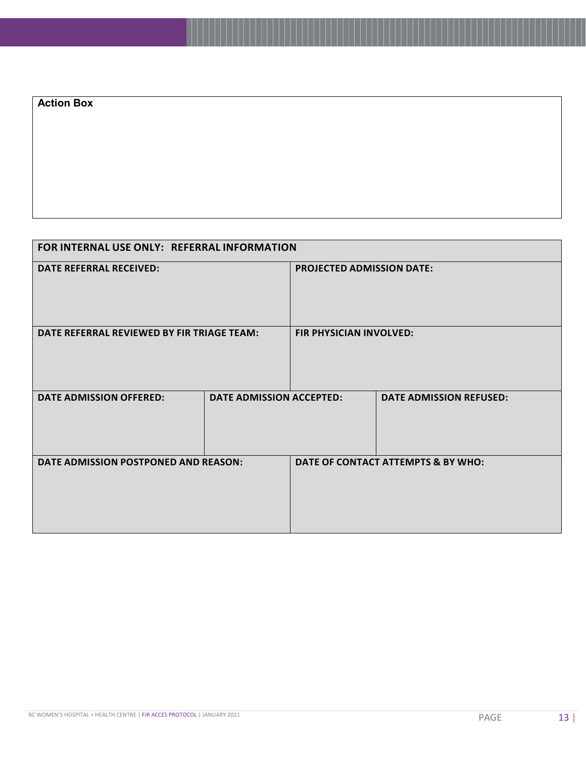| Action Box |
| --- |
| |

| FOR INTERNAL USE ONLY: REFERRAL INFORMATION | | |
| --- | --- | --- |
| **DATE REFERRAL RECEIVED:** | **PROJECTED ADMISSION DATE:** | |
| **DATE REFERRAL REVIEWED BY FIR TRIAGE TEAM:** | **FIR PHYSICIAN INVOLVED:** | |
| **DATE ADMISSION OFFERED:** | **DATE ADMISSION ACCEPTED:** | **DATE ADMISSION REFUSED:** |
| **DATE ADMISSION POSTPONED AND REASON:** | **DATE OF CONTACT ATTEMPTS & BY WHO:** | |